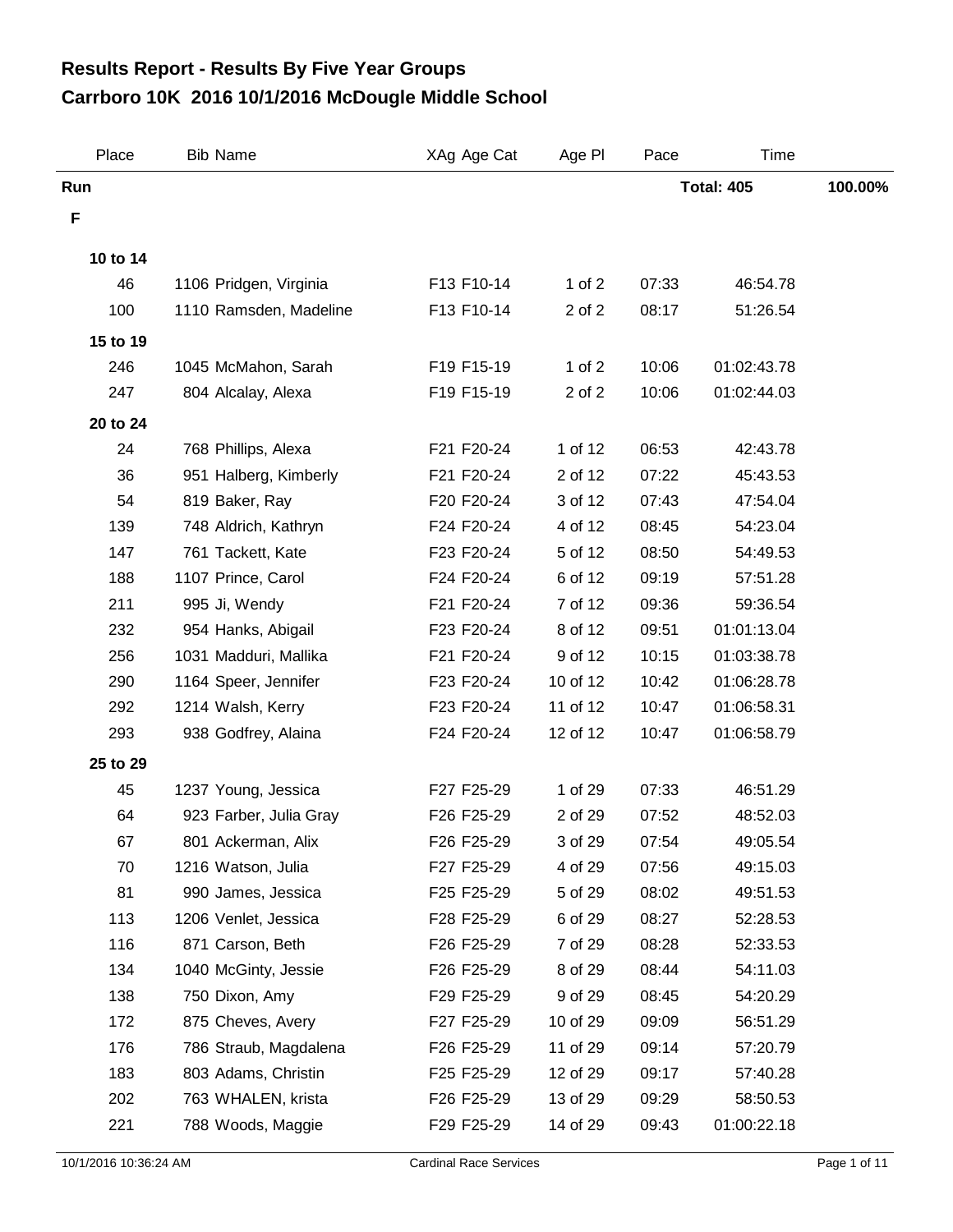# Results Report - Results By Five Year Groups
## Carrboro 10K 2016 10/1/2016 McDougle Middle School

| Place | Bib Name | XAg Age Cat | Age Pl | Pace | Time | |
|---|---|---|---|---|---|---|
| **Run** | | | | | **Total: 405** | **100.00%** |
| **F** | | | | | | |
| **10 to 14** | | | | | | |
| 46 | 1106 Pridgen, Virginia | F13 F10-14 | 1 of 2 | 07:33 | 46:54.78 | |
| 100 | 1110 Ramsden, Madeline | F13 F10-14 | 2 of 2 | 08:17 | 51:26.54 | |
| **15 to 19** | | | | | | |
| 246 | 1045 McMahon, Sarah | F19 F15-19 | 1 of 2 | 10:06 | 01:02:43.78 | |
| 247 | 804 Alcalay, Alexa | F19 F15-19 | 2 of 2 | 10:06 | 01:02:44.03 | |
| **20 to 24** | | | | | | |
| 24 | 768 Phillips, Alexa | F21 F20-24 | 1 of 12 | 06:53 | 42:43.78 | |
| 36 | 951 Halberg, Kimberly | F21 F20-24 | 2 of 12 | 07:22 | 45:43.53 | |
| 54 | 819 Baker, Ray | F20 F20-24 | 3 of 12 | 07:43 | 47:54.04 | |
| 139 | 748 Aldrich, Kathryn | F24 F20-24 | 4 of 12 | 08:45 | 54:23.04 | |
| 147 | 761 Tackett, Kate | F23 F20-24 | 5 of 12 | 08:50 | 54:49.53 | |
| 188 | 1107 Prince, Carol | F24 F20-24 | 6 of 12 | 09:19 | 57:51.28 | |
| 211 | 995 Ji, Wendy | F21 F20-24 | 7 of 12 | 09:36 | 59:36.54 | |
| 232 | 954 Hanks, Abigail | F23 F20-24 | 8 of 12 | 09:51 | 01:01:13.04 | |
| 256 | 1031 Madduri, Mallika | F21 F20-24 | 9 of 12 | 10:15 | 01:03:38.78 | |
| 290 | 1164 Speer, Jennifer | F23 F20-24 | 10 of 12 | 10:42 | 01:06:28.78 | |
| 292 | 1214 Walsh, Kerry | F23 F20-24 | 11 of 12 | 10:47 | 01:06:58.31 | |
| 293 | 938 Godfrey, Alaina | F24 F20-24 | 12 of 12 | 10:47 | 01:06:58.79 | |
| **25 to 29** | | | | | | |
| 45 | 1237 Young, Jessica | F27 F25-29 | 1 of 29 | 07:33 | 46:51.29 | |
| 64 | 923 Farber, Julia Gray | F26 F25-29 | 2 of 29 | 07:52 | 48:52.03 | |
| 67 | 801 Ackerman, Alix | F26 F25-29 | 3 of 29 | 07:54 | 49:05.54 | |
| 70 | 1216 Watson, Julia | F27 F25-29 | 4 of 29 | 07:56 | 49:15.03 | |
| 81 | 990 James, Jessica | F25 F25-29 | 5 of 29 | 08:02 | 49:51.53 | |
| 113 | 1206 Venlet, Jessica | F28 F25-29 | 6 of 29 | 08:27 | 52:28.53 | |
| 116 | 871 Carson, Beth | F26 F25-29 | 7 of 29 | 08:28 | 52:33.53 | |
| 134 | 1040 McGinty, Jessie | F26 F25-29 | 8 of 29 | 08:44 | 54:11.03 | |
| 138 | 750 Dixon, Amy | F29 F25-29 | 9 of 29 | 08:45 | 54:20.29 | |
| 172 | 875 Cheves, Avery | F27 F25-29 | 10 of 29 | 09:09 | 56:51.29 | |
| 176 | 786 Straub, Magdalena | F26 F25-29 | 11 of 29 | 09:14 | 57:20.79 | |
| 183 | 803 Adams, Christin | F25 F25-29 | 12 of 29 | 09:17 | 57:40.28 | |
| 202 | 763 WHALEN, krista | F26 F25-29 | 13 of 29 | 09:29 | 58:50.53 | |
| 221 | 788 Woods, Maggie | F29 F25-29 | 14 of 29 | 09:43 | 01:00:22.18 | |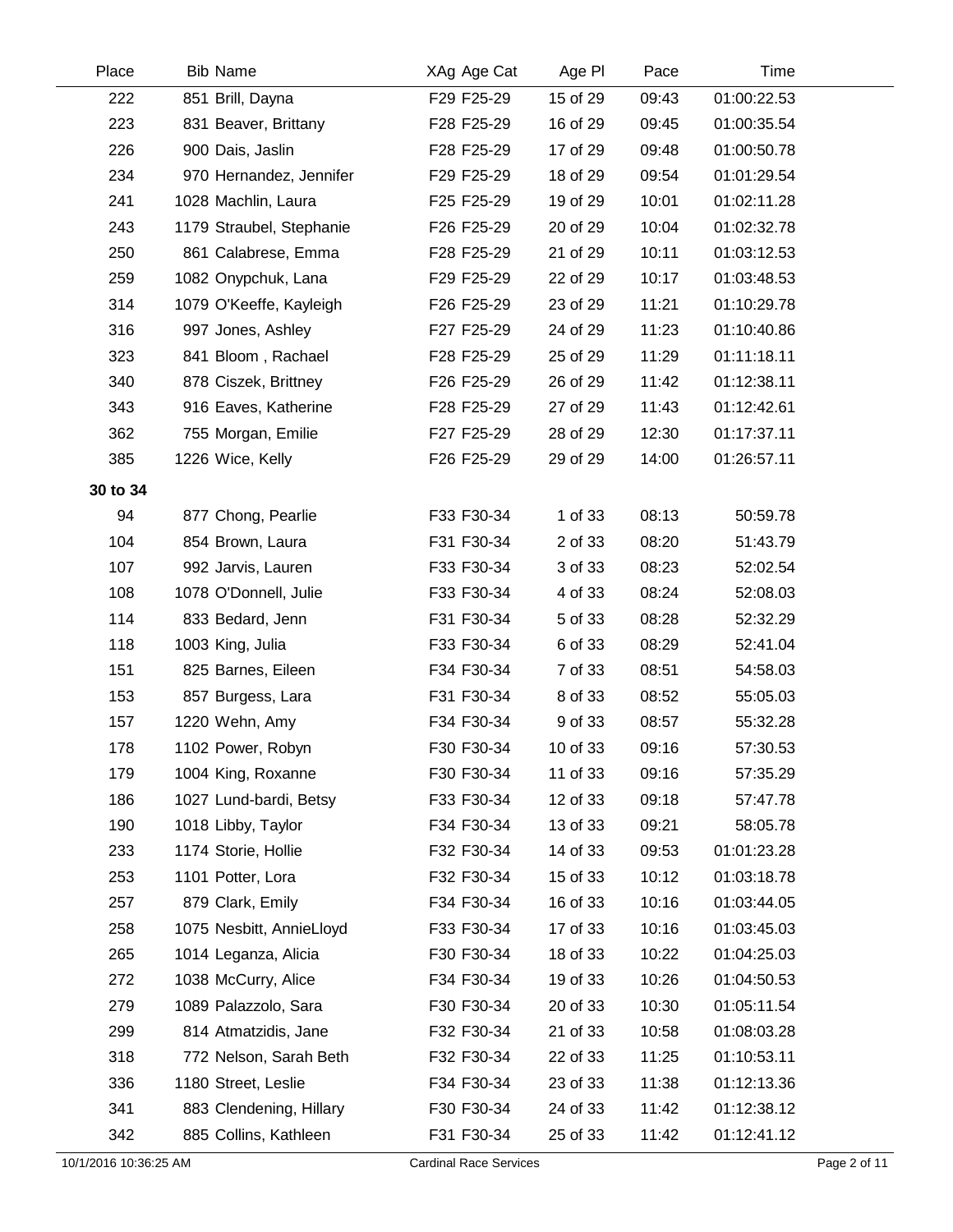| Place | Bib | Name | XAg | Age Cat | Age Pl | Pace | Time |
|---|---|---|---|---|---|---|---|
| 222 | 851 | Brill, Dayna | F29 | F25-29 | 15 of 29 | 09:43 | 01:00:22.53 |
| 223 | 831 | Beaver, Brittany | F28 | F25-29 | 16 of 29 | 09:45 | 01:00:35.54 |
| 226 | 900 | Dais, Jaslin | F28 | F25-29 | 17 of 29 | 09:48 | 01:00:50.78 |
| 234 | 970 | Hernandez, Jennifer | F29 | F25-29 | 18 of 29 | 09:54 | 01:01:29.54 |
| 241 | 1028 | Machlin, Laura | F25 | F25-29 | 19 of 29 | 10:01 | 01:02:11.28 |
| 243 | 1179 | Straubel, Stephanie | F26 | F25-29 | 20 of 29 | 10:04 | 01:02:32.78 |
| 250 | 861 | Calabrese, Emma | F28 | F25-29 | 21 of 29 | 10:11 | 01:03:12.53 |
| 259 | 1082 | Onypchuk, Lana | F29 | F25-29 | 22 of 29 | 10:17 | 01:03:48.53 |
| 314 | 1079 | O'Keeffe, Kayleigh | F26 | F25-29 | 23 of 29 | 11:21 | 01:10:29.78 |
| 316 | 997 | Jones, Ashley | F27 | F25-29 | 24 of 29 | 11:23 | 01:10:40.86 |
| 323 | 841 | Bloom , Rachael | F28 | F25-29 | 25 of 29 | 11:29 | 01:11:18.11 |
| 340 | 878 | Ciszek, Brittney | F26 | F25-29 | 26 of 29 | 11:42 | 01:12:38.11 |
| 343 | 916 | Eaves, Katherine | F28 | F25-29 | 27 of 29 | 11:43 | 01:12:42.61 |
| 362 | 755 | Morgan, Emilie | F27 | F25-29 | 28 of 29 | 12:30 | 01:17:37.11 |
| 385 | 1226 | Wice, Kelly | F26 | F25-29 | 29 of 29 | 14:00 | 01:26:57.11 |
| **30 to 34** | | | | | | | |
| 94 | 877 | Chong, Pearlie | F33 | F30-34 | 1 of 33 | 08:13 | 50:59.78 |
| 104 | 854 | Brown, Laura | F31 | F30-34 | 2 of 33 | 08:20 | 51:43.79 |
| 107 | 992 | Jarvis, Lauren | F33 | F30-34 | 3 of 33 | 08:23 | 52:02.54 |
| 108 | 1078 | O'Donnell, Julie | F33 | F30-34 | 4 of 33 | 08:24 | 52:08.03 |
| 114 | 833 | Bedard, Jenn | F31 | F30-34 | 5 of 33 | 08:28 | 52:32.29 |
| 118 | 1003 | King, Julia | F33 | F30-34 | 6 of 33 | 08:29 | 52:41.04 |
| 151 | 825 | Barnes, Eileen | F34 | F30-34 | 7 of 33 | 08:51 | 54:58.03 |
| 153 | 857 | Burgess, Lara | F31 | F30-34 | 8 of 33 | 08:52 | 55:05.03 |
| 157 | 1220 | Wehn, Amy | F34 | F30-34 | 9 of 33 | 08:57 | 55:32.28 |
| 178 | 1102 | Power, Robyn | F30 | F30-34 | 10 of 33 | 09:16 | 57:30.53 |
| 179 | 1004 | King, Roxanne | F30 | F30-34 | 11 of 33 | 09:16 | 57:35.29 |
| 186 | 1027 | Lund-bardi, Betsy | F33 | F30-34 | 12 of 33 | 09:18 | 57:47.78 |
| 190 | 1018 | Libby, Taylor | F34 | F30-34 | 13 of 33 | 09:21 | 58:05.78 |
| 233 | 1174 | Storie, Hollie | F32 | F30-34 | 14 of 33 | 09:53 | 01:01:23.28 |
| 253 | 1101 | Potter, Lora | F32 | F30-34 | 15 of 33 | 10:12 | 01:03:18.78 |
| 257 | 879 | Clark, Emily | F34 | F30-34 | 16 of 33 | 10:16 | 01:03:44.05 |
| 258 | 1075 | Nesbitt, AnnieLloyd | F33 | F30-34 | 17 of 33 | 10:16 | 01:03:45.03 |
| 265 | 1014 | Leganza, Alicia | F30 | F30-34 | 18 of 33 | 10:22 | 01:04:25.03 |
| 272 | 1038 | McCurry, Alice | F34 | F30-34 | 19 of 33 | 10:26 | 01:04:50.53 |
| 279 | 1089 | Palazzolo, Sara | F30 | F30-34 | 20 of 33 | 10:30 | 01:05:11.54 |
| 299 | 814 | Atmatzidis, Jane | F32 | F30-34 | 21 of 33 | 10:58 | 01:08:03.28 |
| 318 | 772 | Nelson, Sarah Beth | F32 | F30-34 | 22 of 33 | 11:25 | 01:10:53.11 |
| 336 | 1180 | Street, Leslie | F34 | F30-34 | 23 of 33 | 11:38 | 01:12:13.36 |
| 341 | 883 | Clendening, Hillary | F30 | F30-34 | 24 of 33 | 11:42 | 01:12:38.12 |
| 342 | 885 | Collins, Kathleen | F31 | F30-34 | 25 of 33 | 11:42 | 01:12:41.12 |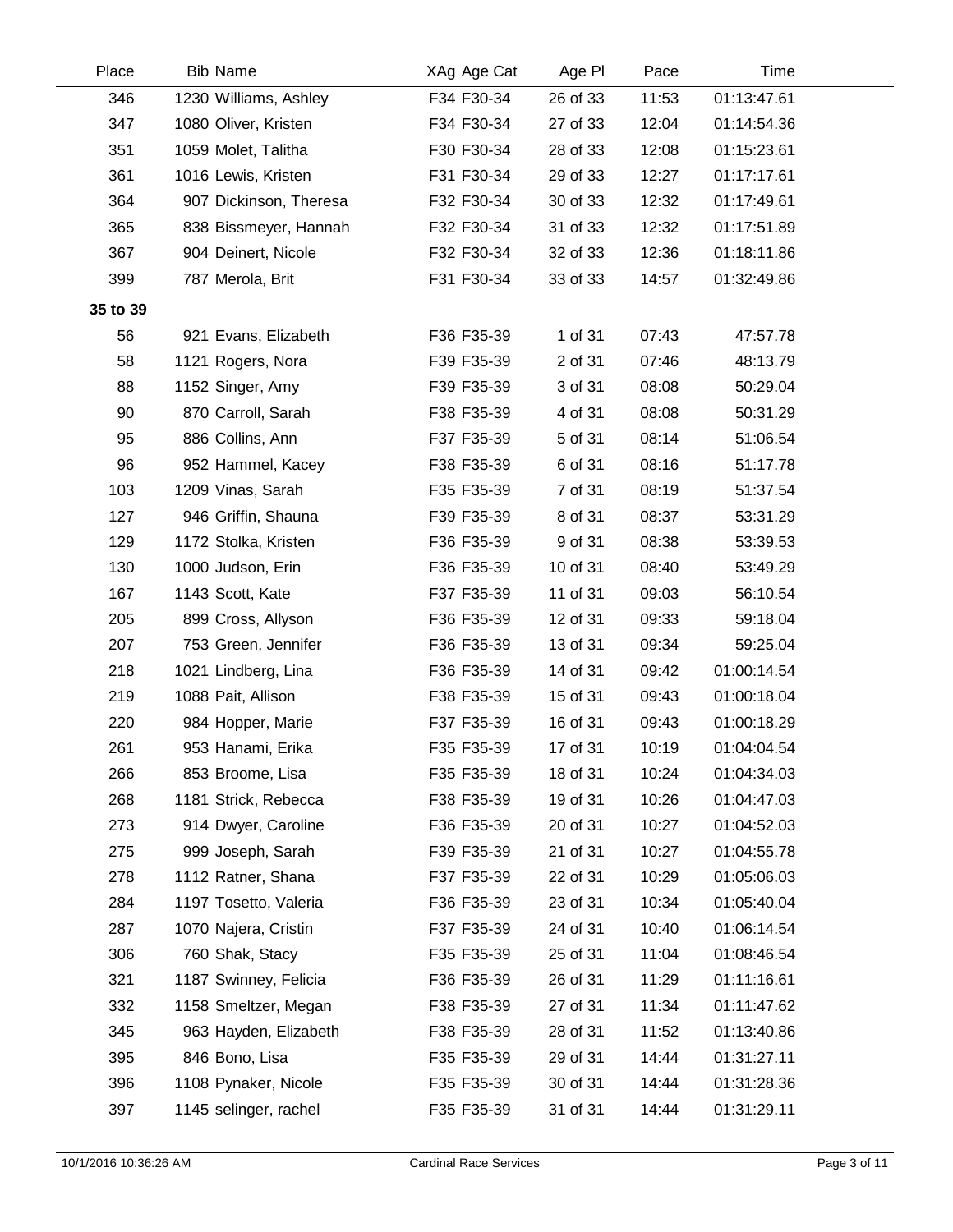| Place | Bib | Name | XAg | Age Cat | Age Pl | Pace | Time |
|---|---|---|---|---|---|---|---|
| 346 | 1230 | Williams, Ashley | F34 | F30-34 | 26 of 33 | 11:53 | 01:13:47.61 |
| 347 | 1080 | Oliver, Kristen | F34 | F30-34 | 27 of 33 | 12:04 | 01:14:54.36 |
| 351 | 1059 | Molet, Talitha | F30 | F30-34 | 28 of 33 | 12:08 | 01:15:23.61 |
| 361 | 1016 | Lewis, Kristen | F31 | F30-34 | 29 of 33 | 12:27 | 01:17:17.61 |
| 364 | 907 | Dickinson, Theresa | F32 | F30-34 | 30 of 33 | 12:32 | 01:17:49.61 |
| 365 | 838 | Bissmeyer, Hannah | F32 | F30-34 | 31 of 33 | 12:32 | 01:17:51.89 |
| 367 | 904 | Deinert, Nicole | F32 | F30-34 | 32 of 33 | 12:36 | 01:18:11.86 |
| 399 | 787 | Merola, Brit | F31 | F30-34 | 33 of 33 | 14:57 | 01:32:49.86 |
| **35 to 39** | | | | | | | |
| 56 | 921 | Evans, Elizabeth | F36 | F35-39 | 1 of 31 | 07:43 | 47:57.78 |
| 58 | 1121 | Rogers, Nora | F39 | F35-39 | 2 of 31 | 07:46 | 48:13.79 |
| 88 | 1152 | Singer, Amy | F39 | F35-39 | 3 of 31 | 08:08 | 50:29.04 |
| 90 | 870 | Carroll, Sarah | F38 | F35-39 | 4 of 31 | 08:08 | 50:31.29 |
| 95 | 886 | Collins, Ann | F37 | F35-39 | 5 of 31 | 08:14 | 51:06.54 |
| 96 | 952 | Hammel, Kacey | F38 | F35-39 | 6 of 31 | 08:16 | 51:17.78 |
| 103 | 1209 | Vinas, Sarah | F35 | F35-39 | 7 of 31 | 08:19 | 51:37.54 |
| 127 | 946 | Griffin, Shauna | F39 | F35-39 | 8 of 31 | 08:37 | 53:31.29 |
| 129 | 1172 | Stolka, Kristen | F36 | F35-39 | 9 of 31 | 08:38 | 53:39.53 |
| 130 | 1000 | Judson, Erin | F36 | F35-39 | 10 of 31 | 08:40 | 53:49.29 |
| 167 | 1143 | Scott, Kate | F37 | F35-39 | 11 of 31 | 09:03 | 56:10.54 |
| 205 | 899 | Cross, Allyson | F36 | F35-39 | 12 of 31 | 09:33 | 59:18.04 |
| 207 | 753 | Green, Jennifer | F36 | F35-39 | 13 of 31 | 09:34 | 59:25.04 |
| 218 | 1021 | Lindberg, Lina | F36 | F35-39 | 14 of 31 | 09:42 | 01:00:14.54 |
| 219 | 1088 | Pait, Allison | F38 | F35-39 | 15 of 31 | 09:43 | 01:00:18.04 |
| 220 | 984 | Hopper, Marie | F37 | F35-39 | 16 of 31 | 09:43 | 01:00:18.29 |
| 261 | 953 | Hanami, Erika | F35 | F35-39 | 17 of 31 | 10:19 | 01:04:04.54 |
| 266 | 853 | Broome, Lisa | F35 | F35-39 | 18 of 31 | 10:24 | 01:04:34.03 |
| 268 | 1181 | Strick, Rebecca | F38 | F35-39 | 19 of 31 | 10:26 | 01:04:47.03 |
| 273 | 914 | Dwyer, Caroline | F36 | F35-39 | 20 of 31 | 10:27 | 01:04:52.03 |
| 275 | 999 | Joseph, Sarah | F39 | F35-39 | 21 of 31 | 10:27 | 01:04:55.78 |
| 278 | 1112 | Ratner, Shana | F37 | F35-39 | 22 of 31 | 10:29 | 01:05:06.03 |
| 284 | 1197 | Tosetto, Valeria | F36 | F35-39 | 23 of 31 | 10:34 | 01:05:40.04 |
| 287 | 1070 | Najera, Cristin | F37 | F35-39 | 24 of 31 | 10:40 | 01:06:14.54 |
| 306 | 760 | Shak, Stacy | F35 | F35-39 | 25 of 31 | 11:04 | 01:08:46.54 |
| 321 | 1187 | Swinney, Felicia | F36 | F35-39 | 26 of 31 | 11:29 | 01:11:16.61 |
| 332 | 1158 | Smeltzer, Megan | F38 | F35-39 | 27 of 31 | 11:34 | 01:11:47.62 |
| 345 | 963 | Hayden, Elizabeth | F38 | F35-39 | 28 of 31 | 11:52 | 01:13:40.86 |
| 395 | 846 | Bono, Lisa | F35 | F35-39 | 29 of 31 | 14:44 | 01:31:27.11 |
| 396 | 1108 | Pynaker, Nicole | F35 | F35-39 | 30 of 31 | 14:44 | 01:31:28.36 |
| 397 | 1145 | selinger, rachel | F35 | F35-39 | 31 of 31 | 14:44 | 01:31:29.11 |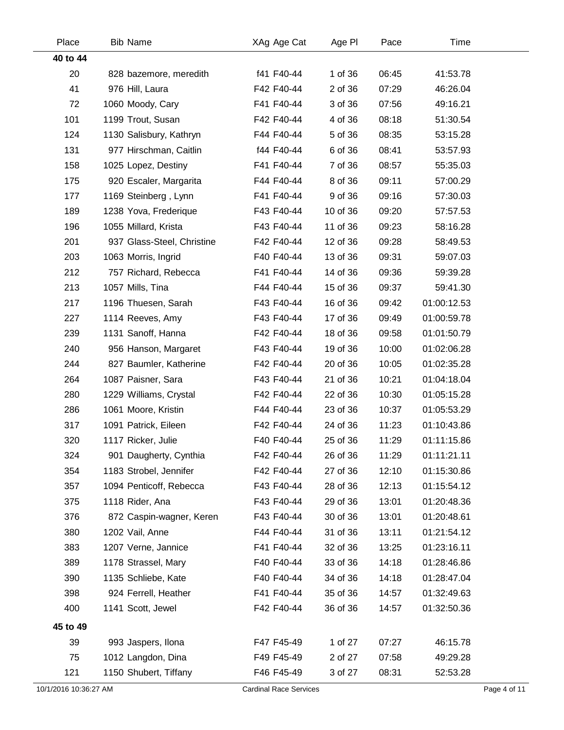| Place | Bib | Name | XAg | Age Cat | Age Pl | Pace | Time |
|---|---|---|---|---|---|---|---|
| **40 to 44** | | | | | | | |
| 20 | 828 | bazemore, meredith | f41 | F40-44 | 1 of 36 | 06:45 | 41:53.78 |
| 41 | 976 | Hill, Laura | F42 | F40-44 | 2 of 36 | 07:29 | 46:26.04 |
| 72 | 1060 | Moody, Cary | F41 | F40-44 | 3 of 36 | 07:56 | 49:16.21 |
| 101 | 1199 | Trout, Susan | F42 | F40-44 | 4 of 36 | 08:18 | 51:30.54 |
| 124 | 1130 | Salisbury, Kathryn | F44 | F40-44 | 5 of 36 | 08:35 | 53:15.28 |
| 131 | 977 | Hirschman, Caitlin | f44 | F40-44 | 6 of 36 | 08:41 | 53:57.93 |
| 158 | 1025 | Lopez, Destiny | F41 | F40-44 | 7 of 36 | 08:57 | 55:35.03 |
| 175 | 920 | Escaler, Margarita | F44 | F40-44 | 8 of 36 | 09:11 | 57:00.29 |
| 177 | 1169 | Steinberg , Lynn | F41 | F40-44 | 9 of 36 | 09:16 | 57:30.03 |
| 189 | 1238 | Yova, Frederique | F43 | F40-44 | 10 of 36 | 09:20 | 57:57.53 |
| 196 | 1055 | Millard, Krista | F43 | F40-44 | 11 of 36 | 09:23 | 58:16.28 |
| 201 | 937 | Glass-Steel, Christine | F42 | F40-44 | 12 of 36 | 09:28 | 58:49.53 |
| 203 | 1063 | Morris, Ingrid | F40 | F40-44 | 13 of 36 | 09:31 | 59:07.03 |
| 212 | 757 | Richard, Rebecca | F41 | F40-44 | 14 of 36 | 09:36 | 59:39.28 |
| 213 | 1057 | Mills, Tina | F44 | F40-44 | 15 of 36 | 09:37 | 59:41.30 |
| 217 | 1196 | Thuesen, Sarah | F43 | F40-44 | 16 of 36 | 09:42 | 01:00:12.53 |
| 227 | 1114 | Reeves, Amy | F43 | F40-44 | 17 of 36 | 09:49 | 01:00:59.78 |
| 239 | 1131 | Sanoff, Hanna | F42 | F40-44 | 18 of 36 | 09:58 | 01:01:50.79 |
| 240 | 956 | Hanson, Margaret | F43 | F40-44 | 19 of 36 | 10:00 | 01:02:06.28 |
| 244 | 827 | Baumler, Katherine | F42 | F40-44 | 20 of 36 | 10:05 | 01:02:35.28 |
| 264 | 1087 | Paisner, Sara | F43 | F40-44 | 21 of 36 | 10:21 | 01:04:18.04 |
| 280 | 1229 | Williams, Crystal | F42 | F40-44 | 22 of 36 | 10:30 | 01:05:15.28 |
| 286 | 1061 | Moore, Kristin | F44 | F40-44 | 23 of 36 | 10:37 | 01:05:53.29 |
| 317 | 1091 | Patrick, Eileen | F42 | F40-44 | 24 of 36 | 11:23 | 01:10:43.86 |
| 320 | 1117 | Ricker, Julie | F40 | F40-44 | 25 of 36 | 11:29 | 01:11:15.86 |
| 324 | 901 | Daugherty, Cynthia | F42 | F40-44 | 26 of 36 | 11:29 | 01:11:21.11 |
| 354 | 1183 | Strobel, Jennifer | F42 | F40-44 | 27 of 36 | 12:10 | 01:15:30.86 |
| 357 | 1094 | Penticoff, Rebecca | F43 | F40-44 | 28 of 36 | 12:13 | 01:15:54.12 |
| 375 | 1118 | Rider, Ana | F43 | F40-44 | 29 of 36 | 13:01 | 01:20:48.36 |
| 376 | 872 | Caspin-wagner, Keren | F43 | F40-44 | 30 of 36 | 13:01 | 01:20:48.61 |
| 380 | 1202 | Vail, Anne | F44 | F40-44 | 31 of 36 | 13:11 | 01:21:54.12 |
| 383 | 1207 | Verne, Jannice | F41 | F40-44 | 32 of 36 | 13:25 | 01:23:16.11 |
| 389 | 1178 | Strassel, Mary | F40 | F40-44 | 33 of 36 | 14:18 | 01:28:46.86 |
| 390 | 1135 | Schliebe, Kate | F40 | F40-44 | 34 of 36 | 14:18 | 01:28:47.04 |
| 398 | 924 | Ferrell, Heather | F41 | F40-44 | 35 of 36 | 14:57 | 01:32:49.63 |
| 400 | 1141 | Scott, Jewel | F42 | F40-44 | 36 of 36 | 14:57 | 01:32:50.36 |
| **45 to 49** | | | | | | | |
| 39 | 993 | Jaspers, Ilona | F47 | F45-49 | 1 of 27 | 07:27 | 46:15.78 |
| 75 | 1012 | Langdon, Dina | F49 | F45-49 | 2 of 27 | 07:58 | 49:29.28 |
| 121 | 1150 | Shubert, Tiffany | F46 | F45-49 | 3 of 27 | 08:31 | 52:53.28 |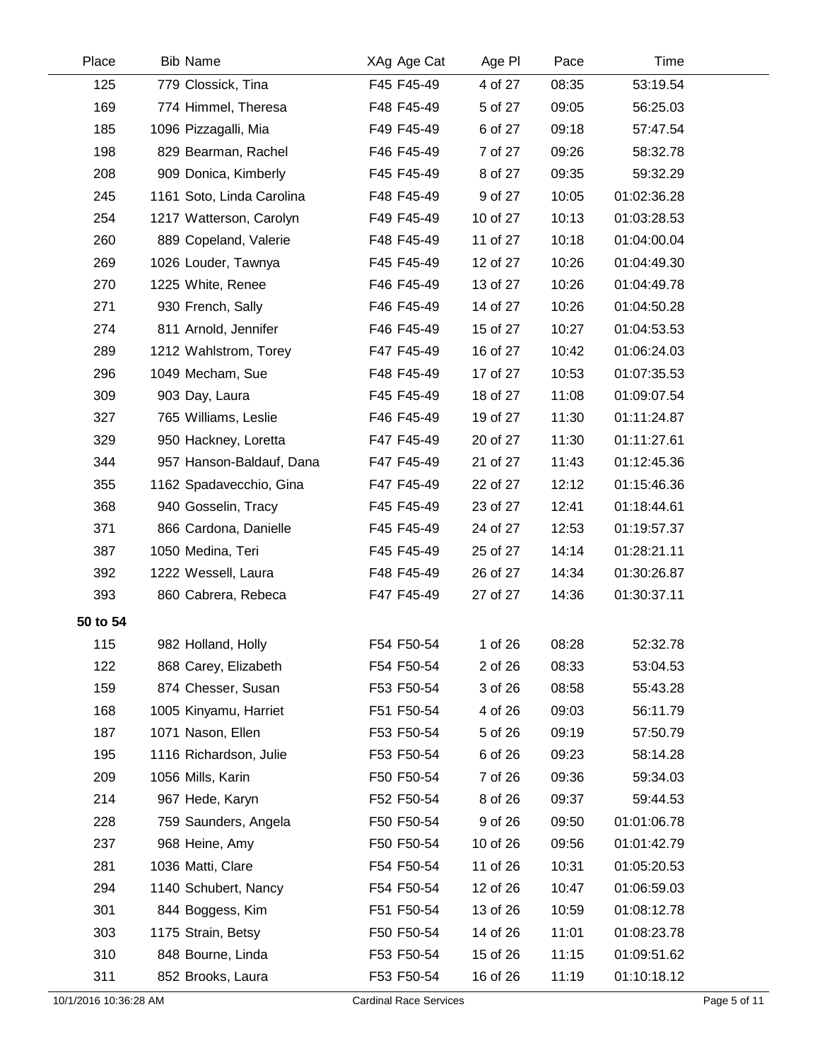| Place | Bib | Name | XAg | Age Cat | Age Pl | Pace | Time |
|---|---|---|---|---|---|---|---|
| 125 | 779 | Clossick, Tina | F45 | F45-49 | 4 of 27 | 08:35 | 53:19.54 |
| 169 | 774 | Himmel, Theresa | F48 | F45-49 | 5 of 27 | 09:05 | 56:25.03 |
| 185 | 1096 | Pizzagalli, Mia | F49 | F45-49 | 6 of 27 | 09:18 | 57:47.54 |
| 198 | 829 | Bearman, Rachel | F46 | F45-49 | 7 of 27 | 09:26 | 58:32.78 |
| 208 | 909 | Donica, Kimberly | F45 | F45-49 | 8 of 27 | 09:35 | 59:32.29 |
| 245 | 1161 | Soto, Linda Carolina | F48 | F45-49 | 9 of 27 | 10:05 | 01:02:36.28 |
| 254 | 1217 | Watterson, Carolyn | F49 | F45-49 | 10 of 27 | 10:13 | 01:03:28.53 |
| 260 | 889 | Copeland, Valerie | F48 | F45-49 | 11 of 27 | 10:18 | 01:04:00.04 |
| 269 | 1026 | Louder, Tawnya | F45 | F45-49 | 12 of 27 | 10:26 | 01:04:49.30 |
| 270 | 1225 | White, Renee | F46 | F45-49 | 13 of 27 | 10:26 | 01:04:49.78 |
| 271 | 930 | French, Sally | F46 | F45-49 | 14 of 27 | 10:26 | 01:04:50.28 |
| 274 | 811 | Arnold, Jennifer | F46 | F45-49 | 15 of 27 | 10:27 | 01:04:53.53 |
| 289 | 1212 | Wahlstrom, Torey | F47 | F45-49 | 16 of 27 | 10:42 | 01:06:24.03 |
| 296 | 1049 | Mecham, Sue | F48 | F45-49 | 17 of 27 | 10:53 | 01:07:35.53 |
| 309 | 903 | Day, Laura | F45 | F45-49 | 18 of 27 | 11:08 | 01:09:07.54 |
| 327 | 765 | Williams, Leslie | F46 | F45-49 | 19 of 27 | 11:30 | 01:11:24.87 |
| 329 | 950 | Hackney, Loretta | F47 | F45-49 | 20 of 27 | 11:30 | 01:11:27.61 |
| 344 | 957 | Hanson-Baldauf, Dana | F47 | F45-49 | 21 of 27 | 11:43 | 01:12:45.36 |
| 355 | 1162 | Spadavecchio, Gina | F47 | F45-49 | 22 of 27 | 12:12 | 01:15:46.36 |
| 368 | 940 | Gosselin, Tracy | F45 | F45-49 | 23 of 27 | 12:41 | 01:18:44.61 |
| 371 | 866 | Cardona, Danielle | F45 | F45-49 | 24 of 27 | 12:53 | 01:19:57.37 |
| 387 | 1050 | Medina, Teri | F45 | F45-49 | 25 of 27 | 14:14 | 01:28:21.11 |
| 392 | 1222 | Wessell, Laura | F48 | F45-49 | 26 of 27 | 14:34 | 01:30:26.87 |
| 393 | 860 | Cabrera, Rebeca | F47 | F45-49 | 27 of 27 | 14:36 | 01:30:37.11 |
| **50 to 54** | | | | | | | |
| 115 | 982 | Holland, Holly | F54 | F50-54 | 1 of 26 | 08:28 | 52:32.78 |
| 122 | 868 | Carey, Elizabeth | F54 | F50-54 | 2 of 26 | 08:33 | 53:04.53 |
| 159 | 874 | Chesser, Susan | F53 | F50-54 | 3 of 26 | 08:58 | 55:43.28 |
| 168 | 1005 | Kinyamu, Harriet | F51 | F50-54 | 4 of 26 | 09:03 | 56:11.79 |
| 187 | 1071 | Nason, Ellen | F53 | F50-54 | 5 of 26 | 09:19 | 57:50.79 |
| 195 | 1116 | Richardson, Julie | F53 | F50-54 | 6 of 26 | 09:23 | 58:14.28 |
| 209 | 1056 | Mills, Karin | F50 | F50-54 | 7 of 26 | 09:36 | 59:34.03 |
| 214 | 967 | Hede, Karyn | F52 | F50-54 | 8 of 26 | 09:37 | 59:44.53 |
| 228 | 759 | Saunders, Angela | F50 | F50-54 | 9 of 26 | 09:50 | 01:01:06.78 |
| 237 | 968 | Heine, Amy | F50 | F50-54 | 10 of 26 | 09:56 | 01:01:42.79 |
| 281 | 1036 | Matti, Clare | F54 | F50-54 | 11 of 26 | 10:31 | 01:05:20.53 |
| 294 | 1140 | Schubert, Nancy | F54 | F50-54 | 12 of 26 | 10:47 | 01:06:59.03 |
| 301 | 844 | Boggess, Kim | F51 | F50-54 | 13 of 26 | 10:59 | 01:08:12.78 |
| 303 | 1175 | Strain, Betsy | F50 | F50-54 | 14 of 26 | 11:01 | 01:08:23.78 |
| 310 | 848 | Bourne, Linda | F53 | F50-54 | 15 of 26 | 11:15 | 01:09:51.62 |
| 311 | 852 | Brooks, Laura | F53 | F50-54 | 16 of 26 | 11:19 | 01:10:18.12 |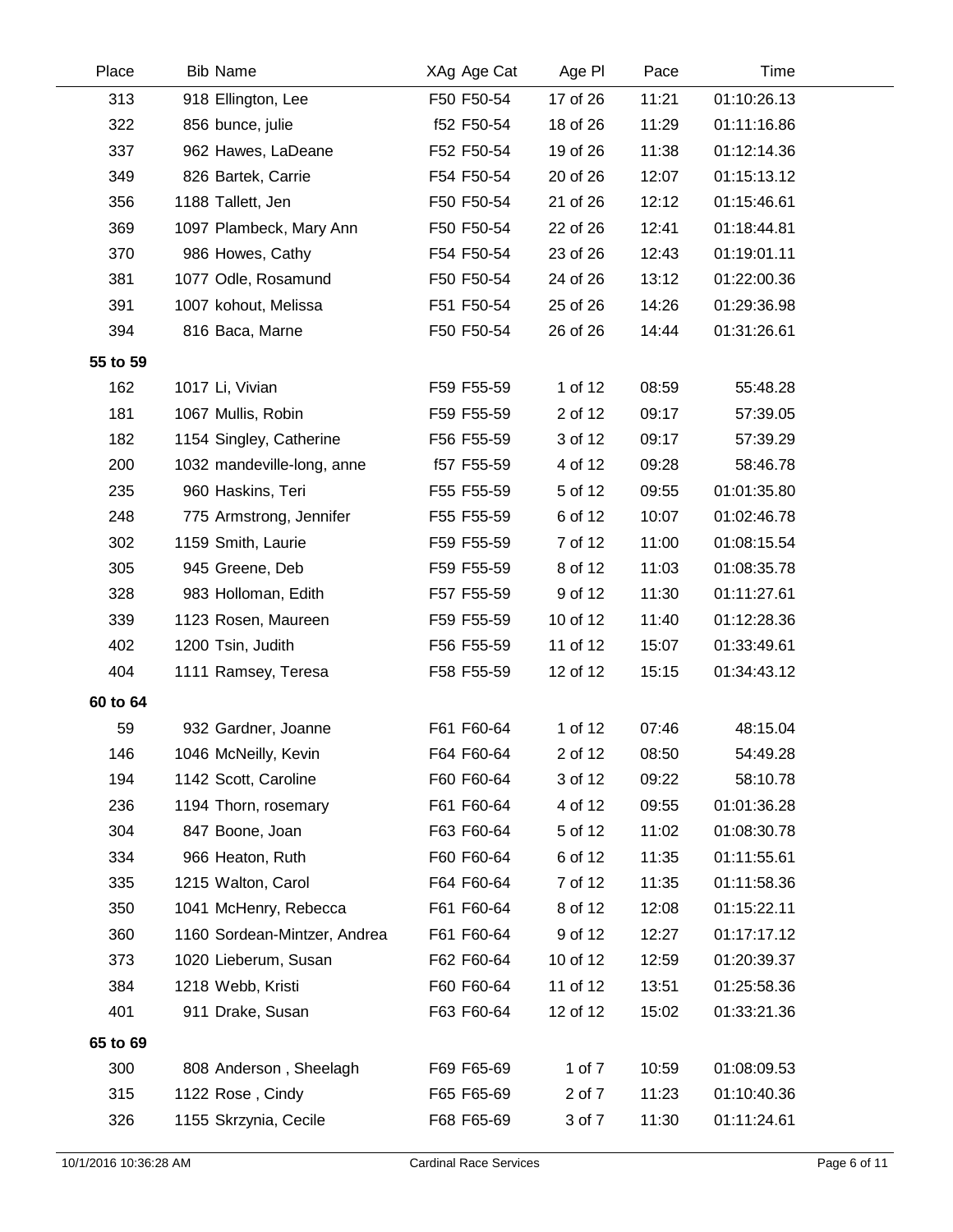| Place | Bib | Name | XAg | Age Cat | Age Pl | Pace | Time |
|---|---|---|---|---|---|---|---|
| 313 | 918 | Ellington, Lee | F50 | F50-54 | 17 of 26 | 11:21 | 01:10:26.13 |
| 322 | 856 | bunce, julie | f52 | F50-54 | 18 of 26 | 11:29 | 01:11:16.86 |
| 337 | 962 | Hawes, LaDeane | F52 | F50-54 | 19 of 26 | 11:38 | 01:12:14.36 |
| 349 | 826 | Bartek, Carrie | F54 | F50-54 | 20 of 26 | 12:07 | 01:15:13.12 |
| 356 | 1188 | Tallett, Jen | F50 | F50-54 | 21 of 26 | 12:12 | 01:15:46.61 |
| 369 | 1097 | Plambeck, Mary Ann | F50 | F50-54 | 22 of 26 | 12:41 | 01:18:44.81 |
| 370 | 986 | Howes, Cathy | F54 | F50-54 | 23 of 26 | 12:43 | 01:19:01.11 |
| 381 | 1077 | Odle, Rosamund | F50 | F50-54 | 24 of 26 | 13:12 | 01:22:00.36 |
| 391 | 1007 | kohout, Melissa | F51 | F50-54 | 25 of 26 | 14:26 | 01:29:36.98 |
| 394 | 816 | Baca, Marne | F50 | F50-54 | 26 of 26 | 14:44 | 01:31:26.61 |
| **55 to 59** | | | | | | | |
| 162 | 1017 | Li, Vivian | F59 | F55-59 | 1 of 12 | 08:59 | 55:48.28 |
| 181 | 1067 | Mullis, Robin | F59 | F55-59 | 2 of 12 | 09:17 | 57:39.05 |
| 182 | 1154 | Singley, Catherine | F56 | F55-59 | 3 of 12 | 09:17 | 57:39.29 |
| 200 | 1032 | mandeville-long, anne | f57 | F55-59 | 4 of 12 | 09:28 | 58:46.78 |
| 235 | 960 | Haskins, Teri | F55 | F55-59 | 5 of 12 | 09:55 | 01:01:35.80 |
| 248 | 775 | Armstrong, Jennifer | F55 | F55-59 | 6 of 12 | 10:07 | 01:02:46.78 |
| 302 | 1159 | Smith, Laurie | F59 | F55-59 | 7 of 12 | 11:00 | 01:08:15.54 |
| 305 | 945 | Greene, Deb | F59 | F55-59 | 8 of 12 | 11:03 | 01:08:35.78 |
| 328 | 983 | Holloman, Edith | F57 | F55-59 | 9 of 12 | 11:30 | 01:11:27.61 |
| 339 | 1123 | Rosen, Maureen | F59 | F55-59 | 10 of 12 | 11:40 | 01:12:28.36 |
| 402 | 1200 | Tsin, Judith | F56 | F55-59 | 11 of 12 | 15:07 | 01:33:49.61 |
| 404 | 1111 | Ramsey, Teresa | F58 | F55-59 | 12 of 12 | 15:15 | 01:34:43.12 |
| **60 to 64** | | | | | | | |
| 59 | 932 | Gardner, Joanne | F61 | F60-64 | 1 of 12 | 07:46 | 48:15.04 |
| 146 | 1046 | McNeilly, Kevin | F64 | F60-64 | 2 of 12 | 08:50 | 54:49.28 |
| 194 | 1142 | Scott, Caroline | F60 | F60-64 | 3 of 12 | 09:22 | 58:10.78 |
| 236 | 1194 | Thorn, rosemary | F61 | F60-64 | 4 of 12 | 09:55 | 01:01:36.28 |
| 304 | 847 | Boone, Joan | F63 | F60-64 | 5 of 12 | 11:02 | 01:08:30.78 |
| 334 | 966 | Heaton, Ruth | F60 | F60-64 | 6 of 12 | 11:35 | 01:11:55.61 |
| 335 | 1215 | Walton, Carol | F64 | F60-64 | 7 of 12 | 11:35 | 01:11:58.36 |
| 350 | 1041 | McHenry, Rebecca | F61 | F60-64 | 8 of 12 | 12:08 | 01:15:22.11 |
| 360 | 1160 | Sordean-Mintzer, Andrea | F61 | F60-64 | 9 of 12 | 12:27 | 01:17:17.12 |
| 373 | 1020 | Lieberum, Susan | F62 | F60-64 | 10 of 12 | 12:59 | 01:20:39.37 |
| 384 | 1218 | Webb, Kristi | F60 | F60-64 | 11 of 12 | 13:51 | 01:25:58.36 |
| 401 | 911 | Drake, Susan | F63 | F60-64 | 12 of 12 | 15:02 | 01:33:21.36 |
| **65 to 69** | | | | | | | |
| 300 | 808 | Anderson , Sheelagh | F69 | F65-69 | 1 of 7 | 10:59 | 01:08:09.53 |
| 315 | 1122 | Rose , Cindy | F65 | F65-69 | 2 of 7 | 11:23 | 01:10:40.36 |
| 326 | 1155 | Skrzynia, Cecile | F68 | F65-69 | 3 of 7 | 11:30 | 01:11:24.61 |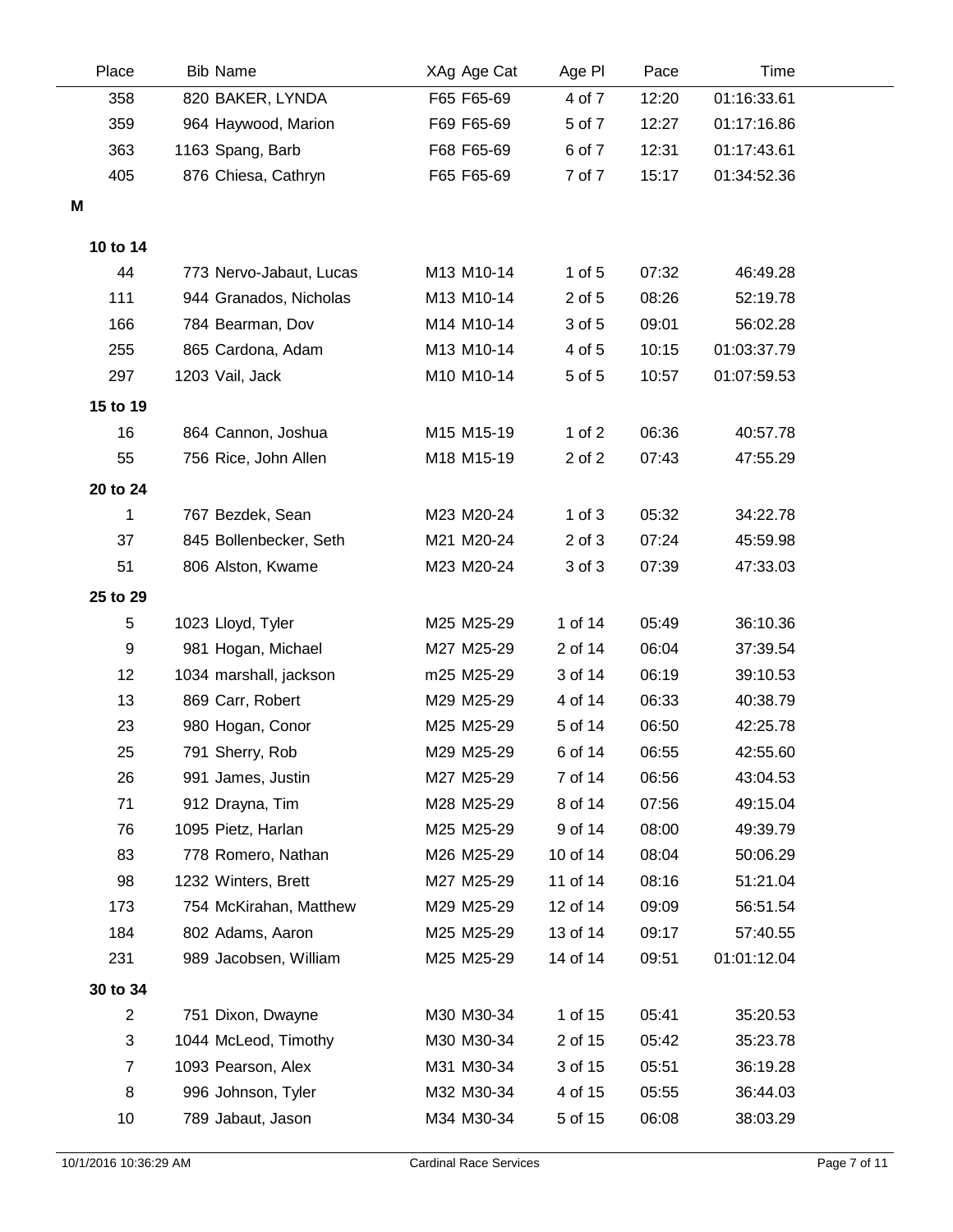| Place | Bib | Name | XAg | Age Cat | Age Pl | Pace | Time |
|---|---|---|---|---|---|---|---|
| 358 | 820 | BAKER, LYNDA | F65 | F65-69 | 4 of 7 | 12:20 | 01:16:33.61 |
| 359 | 964 | Haywood, Marion | F69 | F65-69 | 5 of 7 | 12:27 | 01:17:16.86 |
| 363 | 1163 | Spang, Barb | F68 | F65-69 | 6 of 7 | 12:31 | 01:17:43.61 |
| 405 | 876 | Chiesa, Cathryn | F65 | F65-69 | 7 of 7 | 15:17 | 01:34:52.36 |

**M**

**10 to 14**

| Place | Bib | Name | XAg | Age Cat | Age Pl | Pace | Time |
|---|---|---|---|---|---|---|---|
| 44 | 773 | Nervo-Jabaut, Lucas | M13 | M10-14 | 1 of 5 | 07:32 | 46:49.28 |
| 111 | 944 | Granados, Nicholas | M13 | M10-14 | 2 of 5 | 08:26 | 52:19.78 |
| 166 | 784 | Bearman, Dov | M14 | M10-14 | 3 of 5 | 09:01 | 56:02.28 |
| 255 | 865 | Cardona, Adam | M13 | M10-14 | 4 of 5 | 10:15 | 01:03:37.79 |
| 297 | 1203 | Vail, Jack | M10 | M10-14 | 5 of 5 | 10:57 | 01:07:59.53 |

**15 to 19**

| Place | Bib | Name | XAg | Age Cat | Age Pl | Pace | Time |
|---|---|---|---|---|---|---|---|
| 16 | 864 | Cannon, Joshua | M15 | M15-19 | 1 of 2 | 06:36 | 40:57.78 |
| 55 | 756 | Rice, John Allen | M18 | M15-19 | 2 of 2 | 07:43 | 47:55.29 |

**20 to 24**

| Place | Bib | Name | XAg | Age Cat | Age Pl | Pace | Time |
|---|---|---|---|---|---|---|---|
| 1 | 767 | Bezdek, Sean | M23 | M20-24 | 1 of 3 | 05:32 | 34:22.78 |
| 37 | 845 | Bollenbecker, Seth | M21 | M20-24 | 2 of 3 | 07:24 | 45:59.98 |
| 51 | 806 | Alston, Kwame | M23 | M20-24 | 3 of 3 | 07:39 | 47:33.03 |

**25 to 29**

| Place | Bib | Name | XAg | Age Cat | Age Pl | Pace | Time |
|---|---|---|---|---|---|---|---|
| 5 | 1023 | Lloyd, Tyler | M25 | M25-29 | 1 of 14 | 05:49 | 36:10.36 |
| 9 | 981 | Hogan, Michael | M27 | M25-29 | 2 of 14 | 06:04 | 37:39.54 |
| 12 | 1034 | marshall, jackson | m25 | M25-29 | 3 of 14 | 06:19 | 39:10.53 |
| 13 | 869 | Carr, Robert | M29 | M25-29 | 4 of 14 | 06:33 | 40:38.79 |
| 23 | 980 | Hogan, Conor | M25 | M25-29 | 5 of 14 | 06:50 | 42:25.78 |
| 25 | 791 | Sherry, Rob | M29 | M25-29 | 6 of 14 | 06:55 | 42:55.60 |
| 26 | 991 | James, Justin | M27 | M25-29 | 7 of 14 | 06:56 | 43:04.53 |
| 71 | 912 | Drayna, Tim | M28 | M25-29 | 8 of 14 | 07:56 | 49:15.04 |
| 76 | 1095 | Pietz, Harlan | M25 | M25-29 | 9 of 14 | 08:00 | 49:39.79 |
| 83 | 778 | Romero, Nathan | M26 | M25-29 | 10 of 14 | 08:04 | 50:06.29 |
| 98 | 1232 | Winters, Brett | M27 | M25-29 | 11 of 14 | 08:16 | 51:21.04 |
| 173 | 754 | McKirahan, Matthew | M29 | M25-29 | 12 of 14 | 09:09 | 56:51.54 |
| 184 | 802 | Adams, Aaron | M25 | M25-29 | 13 of 14 | 09:17 | 57:40.55 |
| 231 | 989 | Jacobsen, William | M25 | M25-29 | 14 of 14 | 09:51 | 01:01:12.04 |

**30 to 34**

| Place | Bib | Name | XAg | Age Cat | Age Pl | Pace | Time |
|---|---|---|---|---|---|---|---|
| 2 | 751 | Dixon, Dwayne | M30 | M30-34 | 1 of 15 | 05:41 | 35:20.53 |
| 3 | 1044 | McLeod, Timothy | M30 | M30-34 | 2 of 15 | 05:42 | 35:23.78 |
| 7 | 1093 | Pearson, Alex | M31 | M30-34 | 3 of 15 | 05:51 | 36:19.28 |
| 8 | 996 | Johnson, Tyler | M32 | M30-34 | 4 of 15 | 05:55 | 36:44.03 |
| 10 | 789 | Jabaut, Jason | M34 | M30-34 | 5 of 15 | 06:08 | 38:03.29 |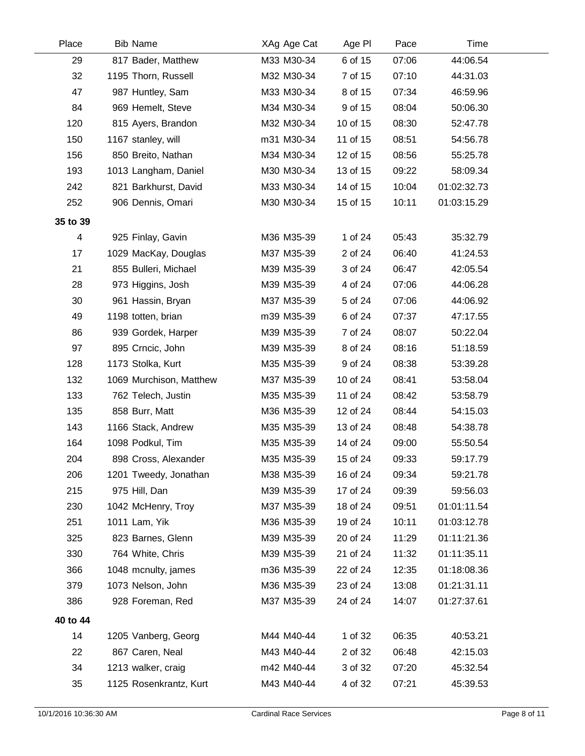| Place | Bib | Name | XAg | Age Cat | Age Pl | Pace | Time |
|---|---|---|---|---|---|---|---|
| 29 | 817 | Bader, Matthew | M33 | M30-34 | 6 of 15 | 07:06 | 44:06.54 |
| 32 | 1195 | Thorn, Russell | M32 | M30-34 | 7 of 15 | 07:10 | 44:31.03 |
| 47 | 987 | Huntley, Sam | M33 | M30-34 | 8 of 15 | 07:34 | 46:59.96 |
| 84 | 969 | Hemelt, Steve | M34 | M30-34 | 9 of 15 | 08:04 | 50:06.30 |
| 120 | 815 | Ayers, Brandon | M32 | M30-34 | 10 of 15 | 08:30 | 52:47.78 |
| 150 | 1167 | stanley, will | m31 | M30-34 | 11 of 15 | 08:51 | 54:56.78 |
| 156 | 850 | Breito, Nathan | M34 | M30-34 | 12 of 15 | 08:56 | 55:25.78 |
| 193 | 1013 | Langham, Daniel | M30 | M30-34 | 13 of 15 | 09:22 | 58:09.34 |
| 242 | 821 | Barkhurst, David | M33 | M30-34 | 14 of 15 | 10:04 | 01:02:32.73 |
| 252 | 906 | Dennis, Omari | M30 | M30-34 | 15 of 15 | 10:11 | 01:03:15.29 |
| **35 to 39** | | | | | | | |
| 4 | 925 | Finlay, Gavin | M36 | M35-39 | 1 of 24 | 05:43 | 35:32.79 |
| 17 | 1029 | MacKay, Douglas | M37 | M35-39 | 2 of 24 | 06:40 | 41:24.53 |
| 21 | 855 | Bulleri, Michael | M39 | M35-39 | 3 of 24 | 06:47 | 42:05.54 |
| 28 | 973 | Higgins, Josh | M39 | M35-39 | 4 of 24 | 07:06 | 44:06.28 |
| 30 | 961 | Hassin, Bryan | M37 | M35-39 | 5 of 24 | 07:06 | 44:06.92 |
| 49 | 1198 | totten, brian | m39 | M35-39 | 6 of 24 | 07:37 | 47:17.55 |
| 86 | 939 | Gordek, Harper | M39 | M35-39 | 7 of 24 | 08:07 | 50:22.04 |
| 97 | 895 | Crncic, John | M39 | M35-39 | 8 of 24 | 08:16 | 51:18.59 |
| 128 | 1173 | Stolka, Kurt | M35 | M35-39 | 9 of 24 | 08:38 | 53:39.28 |
| 132 | 1069 | Murchison, Matthew | M37 | M35-39 | 10 of 24 | 08:41 | 53:58.04 |
| 133 | 762 | Telech, Justin | M35 | M35-39 | 11 of 24 | 08:42 | 53:58.79 |
| 135 | 858 | Burr, Matt | M36 | M35-39 | 12 of 24 | 08:44 | 54:15.03 |
| 143 | 1166 | Stack, Andrew | M35 | M35-39 | 13 of 24 | 08:48 | 54:38.78 |
| 164 | 1098 | Podkul, Tim | M35 | M35-39 | 14 of 24 | 09:00 | 55:50.54 |
| 204 | 898 | Cross, Alexander | M35 | M35-39 | 15 of 24 | 09:33 | 59:17.79 |
| 206 | 1201 | Tweedy, Jonathan | M38 | M35-39 | 16 of 24 | 09:34 | 59:21.78 |
| 215 | 975 | Hill, Dan | M39 | M35-39 | 17 of 24 | 09:39 | 59:56.03 |
| 230 | 1042 | McHenry, Troy | M37 | M35-39 | 18 of 24 | 09:51 | 01:01:11.54 |
| 251 | 1011 | Lam, Yik | M36 | M35-39 | 19 of 24 | 10:11 | 01:03:12.78 |
| 325 | 823 | Barnes, Glenn | M39 | M35-39 | 20 of 24 | 11:29 | 01:11:21.36 |
| 330 | 764 | White, Chris | M39 | M35-39 | 21 of 24 | 11:32 | 01:11:35.11 |
| 366 | 1048 | mcnulty, james | m36 | M35-39 | 22 of 24 | 12:35 | 01:18:08.36 |
| 379 | 1073 | Nelson, John | M36 | M35-39 | 23 of 24 | 13:08 | 01:21:31.11 |
| 386 | 928 | Foreman, Red | M37 | M35-39 | 24 of 24 | 14:07 | 01:27:37.61 |
| **40 to 44** | | | | | | | |
| 14 | 1205 | Vanberg, Georg | M44 | M40-44 | 1 of 32 | 06:35 | 40:53.21 |
| 22 | 867 | Caren, Neal | M43 | M40-44 | 2 of 32 | 06:48 | 42:15.03 |
| 34 | 1213 | walker, craig | m42 | M40-44 | 3 of 32 | 07:20 | 45:32.54 |
| 35 | 1125 | Rosenkrantz, Kurt | M43 | M40-44 | 4 of 32 | 07:21 | 45:39.53 |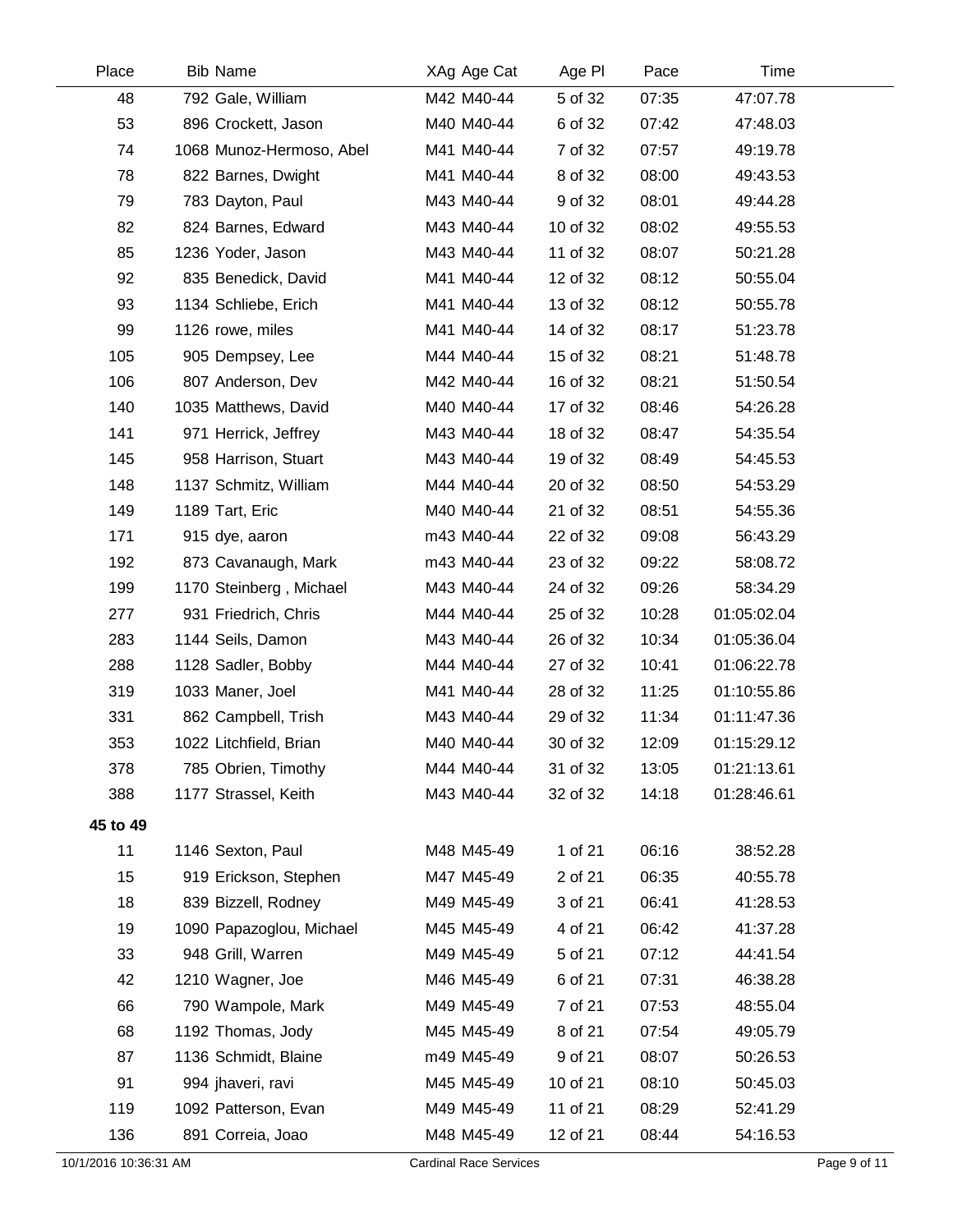| Place | Bib Name | XAg Age Cat | Age Pl | Pace | Time |
|---|---|---|---|---|---|
| 48 | 792 Gale, William | M42 M40-44 | 5 of 32 | 07:35 | 47:07.78 |
| 53 | 896 Crockett, Jason | M40 M40-44 | 6 of 32 | 07:42 | 47:48.03 |
| 74 | 1068 Munoz-Hermoso, Abel | M41 M40-44 | 7 of 32 | 07:57 | 49:19.78 |
| 78 | 822 Barnes, Dwight | M41 M40-44 | 8 of 32 | 08:00 | 49:43.53 |
| 79 | 783 Dayton, Paul | M43 M40-44 | 9 of 32 | 08:01 | 49:44.28 |
| 82 | 824 Barnes, Edward | M43 M40-44 | 10 of 32 | 08:02 | 49:55.53 |
| 85 | 1236 Yoder, Jason | M43 M40-44 | 11 of 32 | 08:07 | 50:21.28 |
| 92 | 835 Benedick, David | M41 M40-44 | 12 of 32 | 08:12 | 50:55.04 |
| 93 | 1134 Schliebe, Erich | M41 M40-44 | 13 of 32 | 08:12 | 50:55.78 |
| 99 | 1126 rowe, miles | M41 M40-44 | 14 of 32 | 08:17 | 51:23.78 |
| 105 | 905 Dempsey, Lee | M44 M40-44 | 15 of 32 | 08:21 | 51:48.78 |
| 106 | 807 Anderson, Dev | M42 M40-44 | 16 of 32 | 08:21 | 51:50.54 |
| 140 | 1035 Matthews, David | M40 M40-44 | 17 of 32 | 08:46 | 54:26.28 |
| 141 | 971 Herrick, Jeffrey | M43 M40-44 | 18 of 32 | 08:47 | 54:35.54 |
| 145 | 958 Harrison, Stuart | M43 M40-44 | 19 of 32 | 08:49 | 54:45.53 |
| 148 | 1137 Schmitz, William | M44 M40-44 | 20 of 32 | 08:50 | 54:53.29 |
| 149 | 1189 Tart, Eric | M40 M40-44 | 21 of 32 | 08:51 | 54:55.36 |
| 171 | 915 dye, aaron | m43 M40-44 | 22 of 32 | 09:08 | 56:43.29 |
| 192 | 873 Cavanaugh, Mark | m43 M40-44 | 23 of 32 | 09:22 | 58:08.72 |
| 199 | 1170 Steinberg , Michael | M43 M40-44 | 24 of 32 | 09:26 | 58:34.29 |
| 277 | 931 Friedrich, Chris | M44 M40-44 | 25 of 32 | 10:28 | 01:05:02.04 |
| 283 | 1144 Seils, Damon | M43 M40-44 | 26 of 32 | 10:34 | 01:05:36.04 |
| 288 | 1128 Sadler, Bobby | M44 M40-44 | 27 of 32 | 10:41 | 01:06:22.78 |
| 319 | 1033 Maner, Joel | M41 M40-44 | 28 of 32 | 11:25 | 01:10:55.86 |
| 331 | 862 Campbell, Trish | M43 M40-44 | 29 of 32 | 11:34 | 01:11:47.36 |
| 353 | 1022 Litchfield, Brian | M40 M40-44 | 30 of 32 | 12:09 | 01:15:29.12 |
| 378 | 785 Obrien, Timothy | M44 M40-44 | 31 of 32 | 13:05 | 01:21:13.61 |
| 388 | 1177 Strassel, Keith | M43 M40-44 | 32 of 32 | 14:18 | 01:28:46.61 |
| **45 to 49** | | | | | |
| 11 | 1146 Sexton, Paul | M48 M45-49 | 1 of 21 | 06:16 | 38:52.28 |
| 15 | 919 Erickson, Stephen | M47 M45-49 | 2 of 21 | 06:35 | 40:55.78 |
| 18 | 839 Bizzell, Rodney | M49 M45-49 | 3 of 21 | 06:41 | 41:28.53 |
| 19 | 1090 Papazoglou, Michael | M45 M45-49 | 4 of 21 | 06:42 | 41:37.28 |
| 33 | 948 Grill, Warren | M49 M45-49 | 5 of 21 | 07:12 | 44:41.54 |
| 42 | 1210 Wagner, Joe | M46 M45-49 | 6 of 21 | 07:31 | 46:38.28 |
| 66 | 790 Wampole, Mark | M49 M45-49 | 7 of 21 | 07:53 | 48:55.04 |
| 68 | 1192 Thomas, Jody | M45 M45-49 | 8 of 21 | 07:54 | 49:05.79 |
| 87 | 1136 Schmidt, Blaine | m49 M45-49 | 9 of 21 | 08:07 | 50:26.53 |
| 91 | 994 jhaveri, ravi | M45 M45-49 | 10 of 21 | 08:10 | 50:45.03 |
| 119 | 1092 Patterson, Evan | M49 M45-49 | 11 of 21 | 08:29 | 52:41.29 |
| 136 | 891 Correia, Joao | M48 M45-49 | 12 of 21 | 08:44 | 54:16.53 |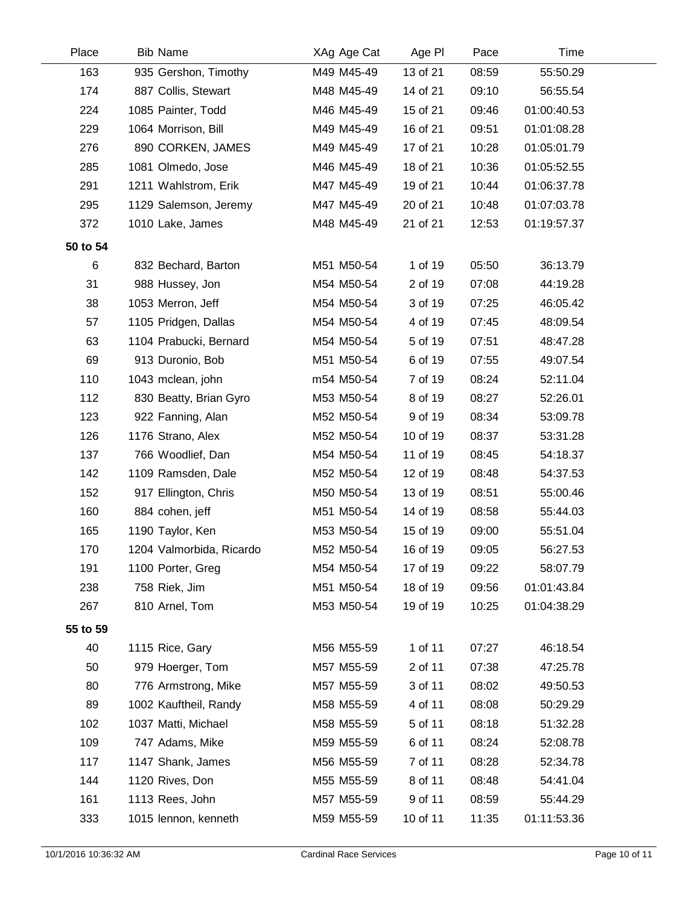| Place | Bib | Name | XAg | Age Cat | Age Pl | Pace | Time |
|---|---|---|---|---|---|---|---|
| 163 | 935 | Gershon, Timothy | M49 | M45-49 | 13 of 21 | 08:59 | 55:50.29 |
| 174 | 887 | Collis, Stewart | M48 | M45-49 | 14 of 21 | 09:10 | 56:55.54 |
| 224 | 1085 | Painter, Todd | M46 | M45-49 | 15 of 21 | 09:46 | 01:00:40.53 |
| 229 | 1064 | Morrison, Bill | M49 | M45-49 | 16 of 21 | 09:51 | 01:01:08.28 |
| 276 | 890 | CORKEN, JAMES | M49 | M45-49 | 17 of 21 | 10:28 | 01:05:01.79 |
| 285 | 1081 | Olmedo, Jose | M46 | M45-49 | 18 of 21 | 10:36 | 01:05:52.55 |
| 291 | 1211 | Wahlstrom, Erik | M47 | M45-49 | 19 of 21 | 10:44 | 01:06:37.78 |
| 295 | 1129 | Salemson, Jeremy | M47 | M45-49 | 20 of 21 | 10:48 | 01:07:03.78 |
| 372 | 1010 | Lake, James | M48 | M45-49 | 21 of 21 | 12:53 | 01:19:57.37 |
| **50 to 54** | | | | | | | |
| 6 | 832 | Bechard, Barton | M51 | M50-54 | 1 of 19 | 05:50 | 36:13.79 |
| 31 | 988 | Hussey, Jon | M54 | M50-54 | 2 of 19 | 07:08 | 44:19.28 |
| 38 | 1053 | Merron, Jeff | M54 | M50-54 | 3 of 19 | 07:25 | 46:05.42 |
| 57 | 1105 | Pridgen, Dallas | M54 | M50-54 | 4 of 19 | 07:45 | 48:09.54 |
| 63 | 1104 | Prabucki, Bernard | M54 | M50-54 | 5 of 19 | 07:51 | 48:47.28 |
| 69 | 913 | Duronio, Bob | M51 | M50-54 | 6 of 19 | 07:55 | 49:07.54 |
| 110 | 1043 | mclean, john | m54 | M50-54 | 7 of 19 | 08:24 | 52:11.04 |
| 112 | 830 | Beatty, Brian Gyro | M53 | M50-54 | 8 of 19 | 08:27 | 52:26.01 |
| 123 | 922 | Fanning, Alan | M52 | M50-54 | 9 of 19 | 08:34 | 53:09.78 |
| 126 | 1176 | Strano, Alex | M52 | M50-54 | 10 of 19 | 08:37 | 53:31.28 |
| 137 | 766 | Woodlief, Dan | M54 | M50-54 | 11 of 19 | 08:45 | 54:18.37 |
| 142 | 1109 | Ramsden, Dale | M52 | M50-54 | 12 of 19 | 08:48 | 54:37.53 |
| 152 | 917 | Ellington, Chris | M50 | M50-54 | 13 of 19 | 08:51 | 55:00.46 |
| 160 | 884 | cohen, jeff | M51 | M50-54 | 14 of 19 | 08:58 | 55:44.03 |
| 165 | 1190 | Taylor, Ken | M53 | M50-54 | 15 of 19 | 09:00 | 55:51.04 |
| 170 | 1204 | Valmorbida, Ricardo | M52 | M50-54 | 16 of 19 | 09:05 | 56:27.53 |
| 191 | 1100 | Porter, Greg | M54 | M50-54 | 17 of 19 | 09:22 | 58:07.79 |
| 238 | 758 | Riek, Jim | M51 | M50-54 | 18 of 19 | 09:56 | 01:01:43.84 |
| 267 | 810 | Arnel, Tom | M53 | M50-54 | 19 of 19 | 10:25 | 01:04:38.29 |
| **55 to 59** | | | | | | | |
| 40 | 1115 | Rice, Gary | M56 | M55-59 | 1 of 11 | 07:27 | 46:18.54 |
| 50 | 979 | Hoerger, Tom | M57 | M55-59 | 2 of 11 | 07:38 | 47:25.78 |
| 80 | 776 | Armstrong, Mike | M57 | M55-59 | 3 of 11 | 08:02 | 49:50.53 |
| 89 | 1002 | Kauftheil, Randy | M58 | M55-59 | 4 of 11 | 08:08 | 50:29.29 |
| 102 | 1037 | Matti, Michael | M58 | M55-59 | 5 of 11 | 08:18 | 51:32.28 |
| 109 | 747 | Adams, Mike | M59 | M55-59 | 6 of 11 | 08:24 | 52:08.78 |
| 117 | 1147 | Shank, James | M56 | M55-59 | 7 of 11 | 08:28 | 52:34.78 |
| 144 | 1120 | Rives, Don | M55 | M55-59 | 8 of 11 | 08:48 | 54:41.04 |
| 161 | 1113 | Rees, John | M57 | M55-59 | 9 of 11 | 08:59 | 55:44.29 |
| 333 | 1015 | lennon, kenneth | M59 | M55-59 | 10 of 11 | 11:35 | 01:11:53.36 |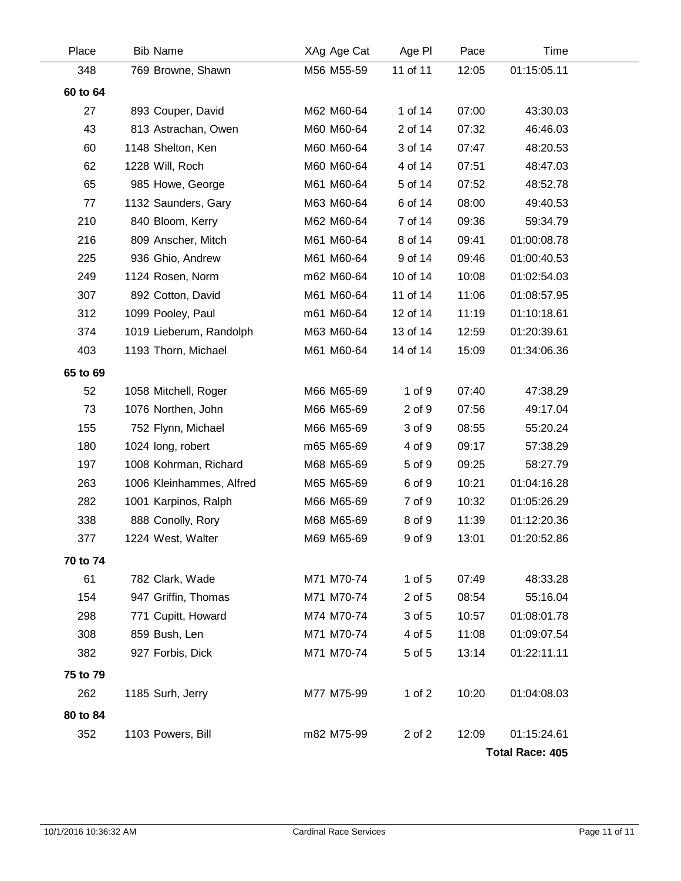| Place | Bib | Name | XAg | Age Cat | Age Pl | Pace | Time |
|---|---|---|---|---|---|---|---|
| 348 | 769 | Browne, Shawn | M56 | M55-59 | 11 of 11 | 12:05 | 01:15:05.11 |
| **60 to 64** | | | | | | | |
| 27 | 893 | Couper, David | M62 | M60-64 | 1 of 14 | 07:00 | 43:30.03 |
| 43 | 813 | Astrachan, Owen | M60 | M60-64 | 2 of 14 | 07:32 | 46:46.03 |
| 60 | 1148 | Shelton, Ken | M60 | M60-64 | 3 of 14 | 07:47 | 48:20.53 |
| 62 | 1228 | Will, Roch | M60 | M60-64 | 4 of 14 | 07:51 | 48:47.03 |
| 65 | 985 | Howe, George | M61 | M60-64 | 5 of 14 | 07:52 | 48:52.78 |
| 77 | 1132 | Saunders, Gary | M63 | M60-64 | 6 of 14 | 08:00 | 49:40.53 |
| 210 | 840 | Bloom, Kerry | M62 | M60-64 | 7 of 14 | 09:36 | 59:34.79 |
| 216 | 809 | Anscher, Mitch | M61 | M60-64 | 8 of 14 | 09:41 | 01:00:08.78 |
| 225 | 936 | Ghio, Andrew | M61 | M60-64 | 9 of 14 | 09:46 | 01:00:40.53 |
| 249 | 1124 | Rosen, Norm | m62 | M60-64 | 10 of 14 | 10:08 | 01:02:54.03 |
| 307 | 892 | Cotton, David | M61 | M60-64 | 11 of 14 | 11:06 | 01:08:57.95 |
| 312 | 1099 | Pooley, Paul | m61 | M60-64 | 12 of 14 | 11:19 | 01:10:18.61 |
| 374 | 1019 | Lieberum, Randolph | M63 | M60-64 | 13 of 14 | 12:59 | 01:20:39.61 |
| 403 | 1193 | Thorn, Michael | M61 | M60-64 | 14 of 14 | 15:09 | 01:34:06.36 |
| **65 to 69** | | | | | | | |
| 52 | 1058 | Mitchell, Roger | M66 | M65-69 | 1 of 9 | 07:40 | 47:38.29 |
| 73 | 1076 | Northen, John | M66 | M65-69 | 2 of 9 | 07:56 | 49:17.04 |
| 155 | 752 | Flynn, Michael | M66 | M65-69 | 3 of 9 | 08:55 | 55:20.24 |
| 180 | 1024 | long, robert | m65 | M65-69 | 4 of 9 | 09:17 | 57:38.29 |
| 197 | 1008 | Kohrman, Richard | M68 | M65-69 | 5 of 9 | 09:25 | 58:27.79 |
| 263 | 1006 | Kleinhammes, Alfred | M65 | M65-69 | 6 of 9 | 10:21 | 01:04:16.28 |
| 282 | 1001 | Karpinos, Ralph | M66 | M65-69 | 7 of 9 | 10:32 | 01:05:26.29 |
| 338 | 888 | Conolly, Rory | M68 | M65-69 | 8 of 9 | 11:39 | 01:12:20.36 |
| 377 | 1224 | West, Walter | M69 | M65-69 | 9 of 9 | 13:01 | 01:20:52.86 |
| **70 to 74** | | | | | | | |
| 61 | 782 | Clark, Wade | M71 | M70-74 | 1 of 5 | 07:49 | 48:33.28 |
| 154 | 947 | Griffin, Thomas | M71 | M70-74 | 2 of 5 | 08:54 | 55:16.04 |
| 298 | 771 | Cupitt, Howard | M74 | M70-74 | 3 of 5 | 10:57 | 01:08:01.78 |
| 308 | 859 | Bush, Len | M71 | M70-74 | 4 of 5 | 11:08 | 01:09:07.54 |
| 382 | 927 | Forbis, Dick | M71 | M70-74 | 5 of 5 | 13:14 | 01:22:11.11 |
| **75 to 79** | | | | | | | |
| 262 | 1185 | Surh, Jerry | M77 | M75-99 | 1 of 2 | 10:20 | 01:04:08.03 |
| **80 to 84** | | | | | | | |
| 352 | 1103 | Powers, Bill | m82 | M75-99 | 2 of 2 | 12:09 | 01:15:24.61 |

**Total Race: 405**

10/1/2016 10:36:32 AM — Cardinal Race Services